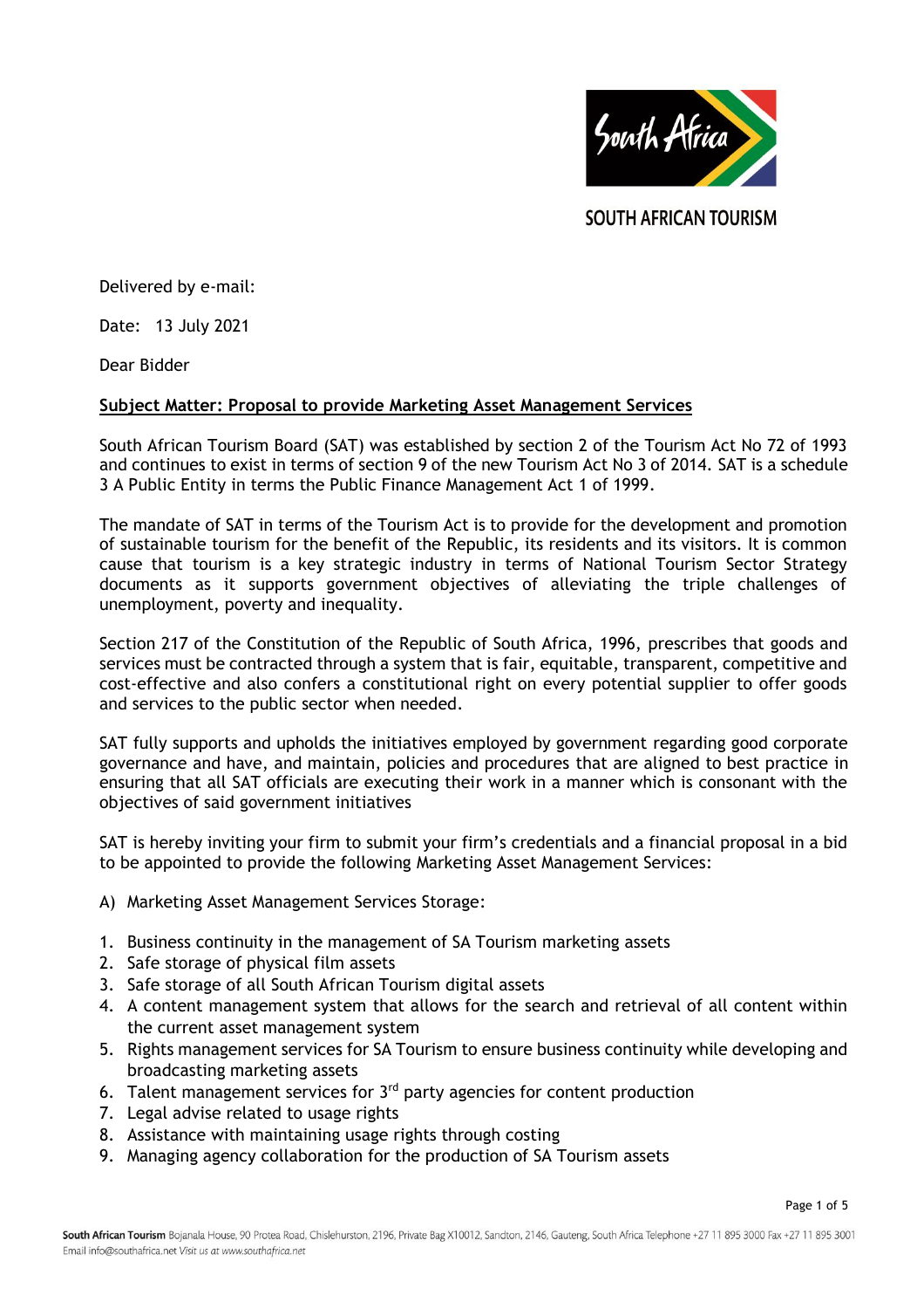SOUTH AFRICAN TOURISM

Delivered by e-mail:

Date: 13 July 2021

Dear Bidder

**Subject Matter: Proposal to provide Marketing Asset Management Services**

South African Tourism Board (SAT) was established by section 2 of the Tourism Act No 72 of 1993 and continues to exist in terms of section 9 of the new Tourism Act No 3 of 2014. SAT is a schedule 3 A Public Entity in terms the Public Finance Management Act 1 of 1999.

The mandate of SAT in terms of the Tourism Act is to provide for the development and promotion of sustainable tourism for the benefit of the Republic, its residents and its visitors. It is common cause that tourism is a key strategic industry in terms of National Tourism Sector Strategy documents as it supports government objectives of alleviating the triple challenges of unemployment, poverty and inequality.

Section 217 of the Constitution of the Republic of South Africa, 1996, prescribes that goods and services must be contracted through a system that is fair, equitable, transparent, competitive and cost-effective and also confers a constitutional right on every potential supplier to offer goods and services to the public sector when needed.

SAT fully supports and upholds the initiatives employed by government regarding good corporate governance and have, and maintain, policies and procedures that are aligned to best practice in ensuring that all SAT officials are executing their work in a manner which is consonant with the objectives of said government initiatives

SAT is hereby inviting your firm to submit your firm's credentials and a financial proposal in a bid to be appointed to provide the following Marketing Asset Management Services:

A) Marketing Asset Management Services Storage:

1. Business continuity in the management of SA Tourism marketing assets
2. Safe storage of physical film assets
3. Safe storage of all South African Tourism digital assets
4. A content management system that allows for the search and retrieval of all content within the current asset management system
5. Rights management services for SA Tourism to ensure business continuity while developing and broadcasting marketing assets
6. Talent management services for 3rd party agencies for content production
7. Legal advise related to usage rights
8. Assistance with maintaining usage rights through costing
9. Managing agency collaboration for the production of SA Tourism assets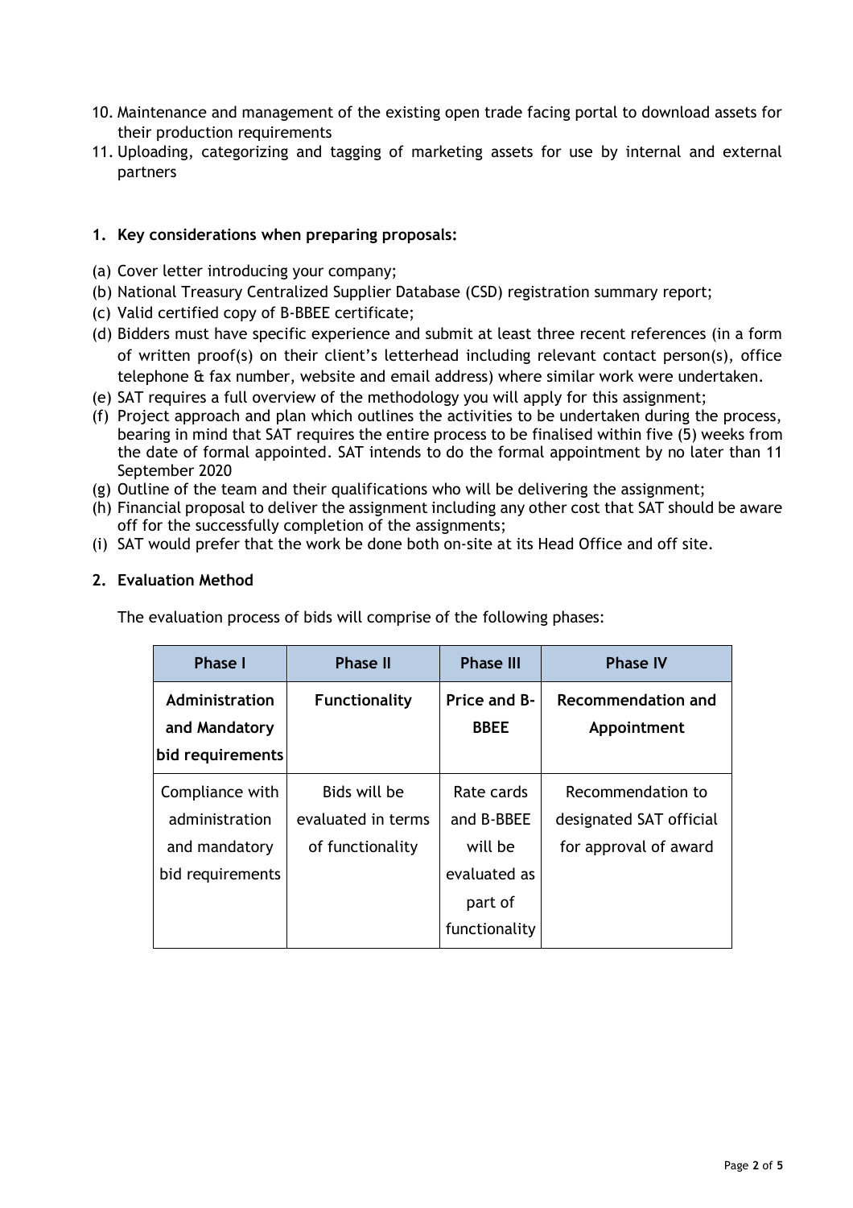10. Maintenance and management of the existing open trade facing portal to download assets for their production requirements
11. Uploading, categorizing and tagging of marketing assets for use by internal and external partners

**1. Key considerations when preparing proposals:**

(a) Cover letter introducing your company;
(b) National Treasury Centralized Supplier Database (CSD) registration summary report;
(c) Valid certified copy of B-BBEE certificate;
(d) Bidders must have specific experience and submit at least three recent references (in a form of written proof(s) on their client's letterhead including relevant contact person(s), office telephone & fax number, website and email address) where similar work were undertaken.
(e) SAT requires a full overview of the methodology you will apply for this assignment;
(f) Project approach and plan which outlines the activities to be undertaken during the process, bearing in mind that SAT requires the entire process to be finalised within five (5) weeks from the date of formal appointed. SAT intends to do the formal appointment by no later than 11 September 2020
(g) Outline of the team and their qualifications who will be delivering the assignment;
(h) Financial proposal to deliver the assignment including any other cost that SAT should be aware off for the successfully completion of the assignments;
(i) SAT would prefer that the work be done both on-site at its Head Office and off site.

**2. Evaluation Method**

The evaluation process of bids will comprise of the following phases:

| Phase I | Phase II | Phase III | Phase IV |
|---|---|---|---|
| **Administration and Mandatory bid requirements** | **Functionality** | **Price and B-BBEE** | **Recommendation and Appointment** |
| Compliance with administration and mandatory bid requirements | Bids will be evaluated in terms of functionality | Rate cards and B-BBEE will be evaluated as part of functionality | Recommendation to designated SAT official for approval of award |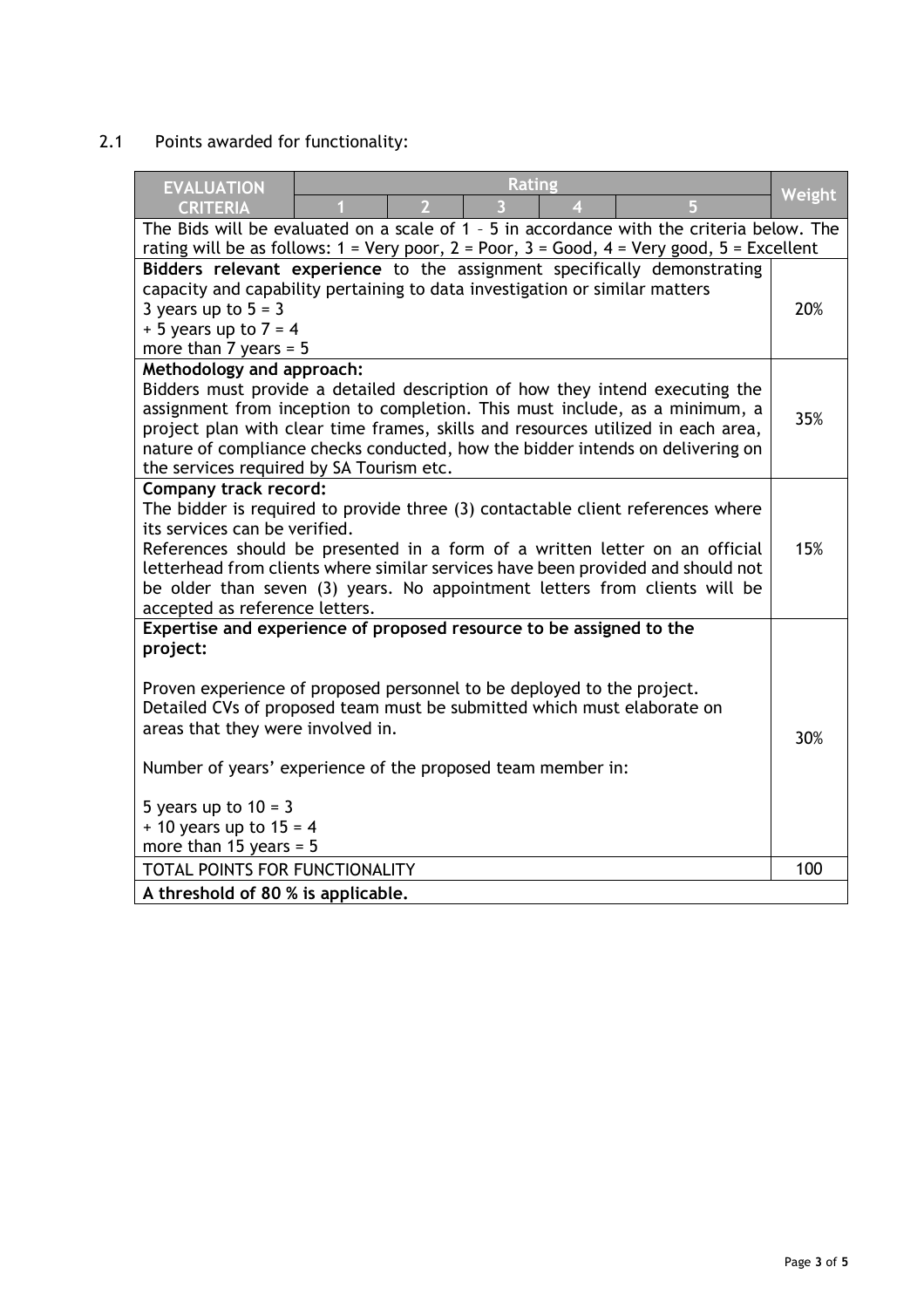2.1 Points awarded for functionality:

| EVALUATION CRITERIA | Rating | | | | | Weight |
|---|---|---|---|---|---|---|
| | 1 | 2 | 3 | 4 | 5 | |
| The Bids will be evaluated on a scale of 1 – 5 in accordance with the criteria below. The rating will be as follows: 1 = Very poor, 2 = Poor, 3 = Good, 4 = Very good, 5 = Excellent | | | | | | |
| **Bidders relevant experience** to the assignment specifically demonstrating capacity and capability pertaining to data investigation or similar matters<br>3 years up to 5 = 3<br>+ 5 years up to 7 = 4<br>more than 7 years = 5 | | | | | | 20% |
| **Methodology and approach:**<br>Bidders must provide a detailed description of how they intend executing the assignment from inception to completion. This must include, as a minimum, a project plan with clear time frames, skills and resources utilized in each area, nature of compliance checks conducted, how the bidder intends on delivering on the services required by SA Tourism etc. | | | | | | 35% |
| **Company track record:**<br>The bidder is required to provide three (3) contactable client references where its services can be verified.<br>References should be presented in a form of a written letter on an official letterhead from clients where similar services have been provided and should not be older than seven (3) years. No appointment letters from clients will be accepted as reference letters. | | | | | | 15% |
| **Expertise and experience of proposed resource to be assigned to the project:**<br><br>Proven experience of proposed personnel to be deployed to the project. Detailed CVs of proposed team must be submitted which must elaborate on areas that they were involved in.<br><br>Number of years' experience of the proposed team member in:<br><br>5 years up to 10 = 3<br>+ 10 years up to 15 = 4<br>more than 15 years = 5 | | | | | | 30% |
| TOTAL POINTS FOR FUNCTIONALITY | | | | | | 100 |
| **A threshold of 80 % is applicable.** | | | | | | |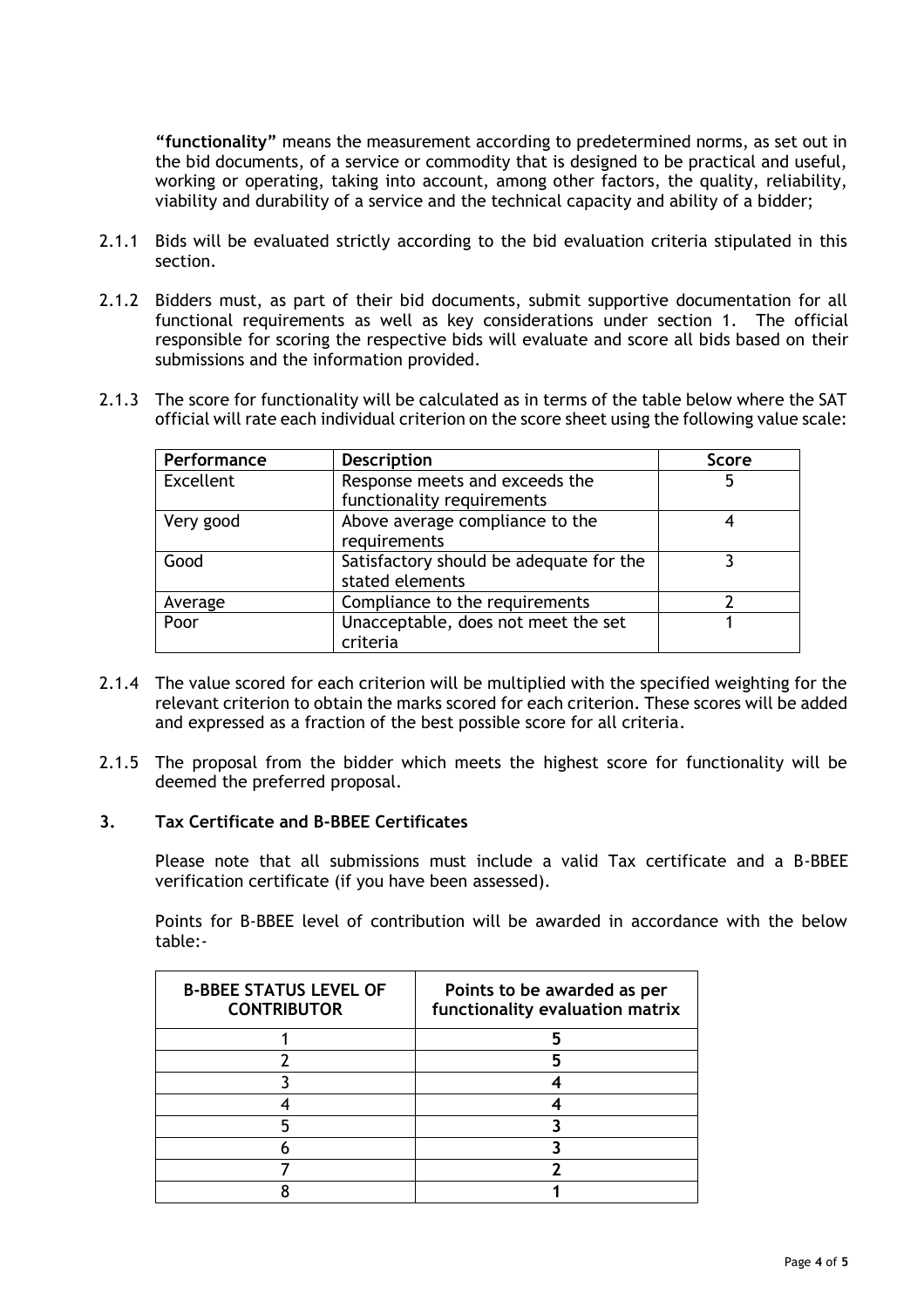**"functionality"** means the measurement according to predetermined norms, as set out in the bid documents, of a service or commodity that is designed to be practical and useful, working or operating, taking into account, among other factors, the quality, reliability, viability and durability of a service and the technical capacity and ability of a bidder;

2.1.1 Bids will be evaluated strictly according to the bid evaluation criteria stipulated in this section.

2.1.2 Bidders must, as part of their bid documents, submit supportive documentation for all functional requirements as well as key considerations under section 1. The official responsible for scoring the respective bids will evaluate and score all bids based on their submissions and the information provided.

2.1.3 The score for functionality will be calculated as in terms of the table below where the SAT official will rate each individual criterion on the score sheet using the following value scale:

| Performance | Description | Score |
|---|---|---|
| Excellent | Response meets and exceeds the functionality requirements | 5 |
| Very good | Above average compliance to the requirements | 4 |
| Good | Satisfactory should be adequate for the stated elements | 3 |
| Average | Compliance to the requirements | 2 |
| Poor | Unacceptable, does not meet the set criteria | 1 |

2.1.4 The value scored for each criterion will be multiplied with the specified weighting for the relevant criterion to obtain the marks scored for each criterion. These scores will be added and expressed as a fraction of the best possible score for all criteria.

2.1.5 The proposal from the bidder which meets the highest score for functionality will be deemed the preferred proposal.

## 3. Tax Certificate and B-BBEE Certificates

Please note that all submissions must include a valid Tax certificate and a B-BBEE verification certificate (if you have been assessed).

Points for B-BBEE level of contribution will be awarded in accordance with the below table:-

| B-BBEE STATUS LEVEL OF CONTRIBUTOR | Points to be awarded as per functionality evaluation matrix |
|---|---|
| 1 | **5** |
| 2 | **5** |
| 3 | **4** |
| 4 | **4** |
| 5 | **3** |
| 6 | **3** |
| 7 | **2** |
| 8 | **1** |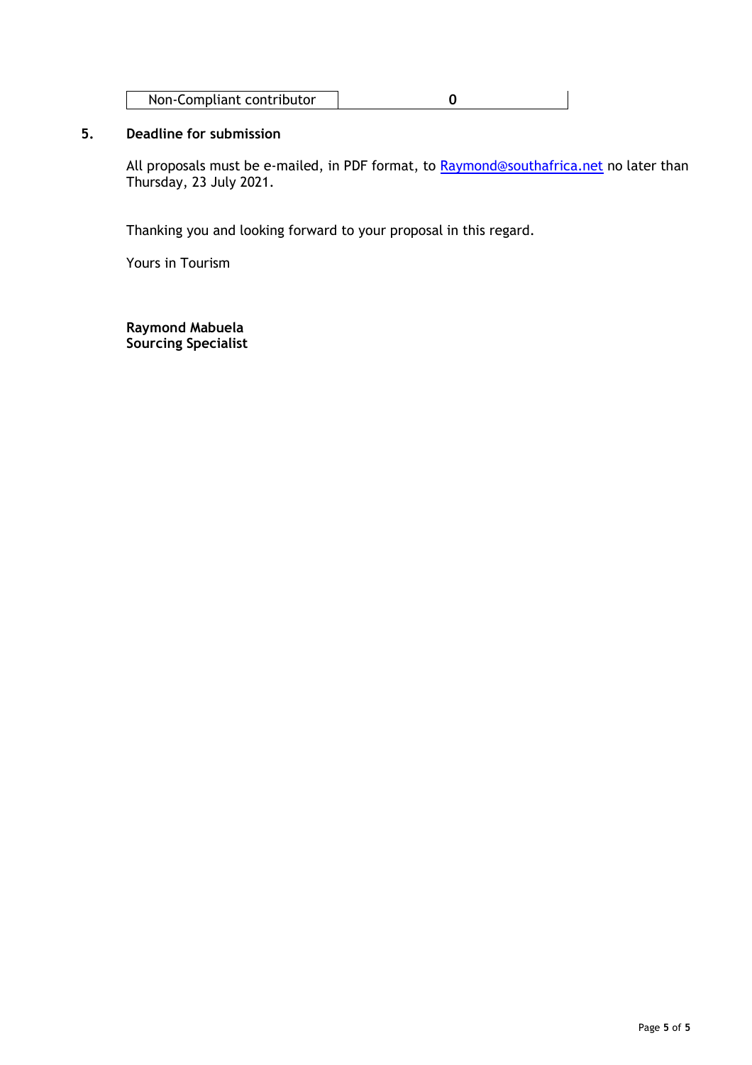| | |
|---|---|
| Non-Compliant contributor | **0** |

## 5. Deadline for submission

All proposals must be e-mailed, in PDF format, to Raymond@southafrica.net no later than Thursday, 23 July 2021.

Thanking you and looking forward to your proposal in this regard.

Yours in Tourism

**Raymond Mabuela**
**Sourcing Specialist**